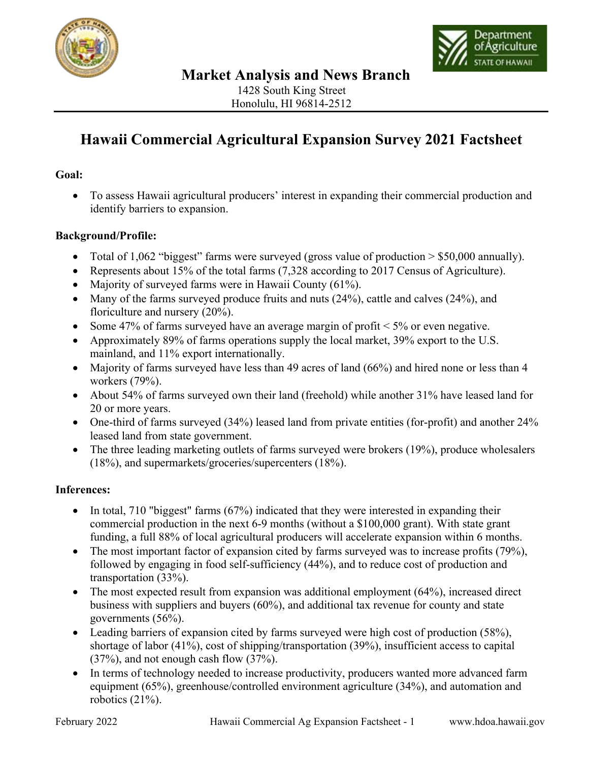## Market Analysis and News Branch

1428 South King Street
Honolulu, HI 96814-2512

# Hawaii Commercial Agricultural Expansion Survey 2021 Factsheet

**Goal:**

- To assess Hawaii agricultural producers' interest in expanding their commercial production and identify barriers to expansion.

**Background/Profile:**

- Total of 1,062 "biggest" farms were surveyed (gross value of production > $50,000 annually).
- Represents about 15% of the total farms (7,328 according to 2017 Census of Agriculture).
- Majority of surveyed farms were in Hawaii County (61%).
- Many of the farms surveyed produce fruits and nuts (24%), cattle and calves (24%), and floriculture and nursery (20%).
- Some 47% of farms surveyed have an average margin of profit < 5% or even negative.
- Approximately 89% of farms operations supply the local market, 39% export to the U.S. mainland, and 11% export internationally.
- Majority of farms surveyed have less than 49 acres of land (66%) and hired none or less than 4 workers (79%).
- About 54% of farms surveyed own their land (freehold) while another 31% have leased land for 20 or more years.
- One-third of farms surveyed (34%) leased land from private entities (for-profit) and another 24% leased land from state government.
- The three leading marketing outlets of farms surveyed were brokers (19%), produce wholesalers (18%), and supermarkets/groceries/supercenters (18%).

**Inferences:**

- In total, 710 "biggest" farms (67%) indicated that they were interested in expanding their commercial production in the next 6-9 months (without a $100,000 grant). With state grant funding, a full 88% of local agricultural producers will accelerate expansion within 6 months.
- The most important factor of expansion cited by farms surveyed was to increase profits (79%), followed by engaging in food self-sufficiency (44%), and to reduce cost of production and transportation (33%).
- The most expected result from expansion was additional employment (64%), increased direct business with suppliers and buyers (60%), and additional tax revenue for county and state governments (56%).
- Leading barriers of expansion cited by farms surveyed were high cost of production (58%), shortage of labor (41%), cost of shipping/transportation (39%), insufficient access to capital (37%), and not enough cash flow (37%).
- In terms of technology needed to increase productivity, producers wanted more advanced farm equipment (65%), greenhouse/controlled environment agriculture (34%), and automation and robotics (21%).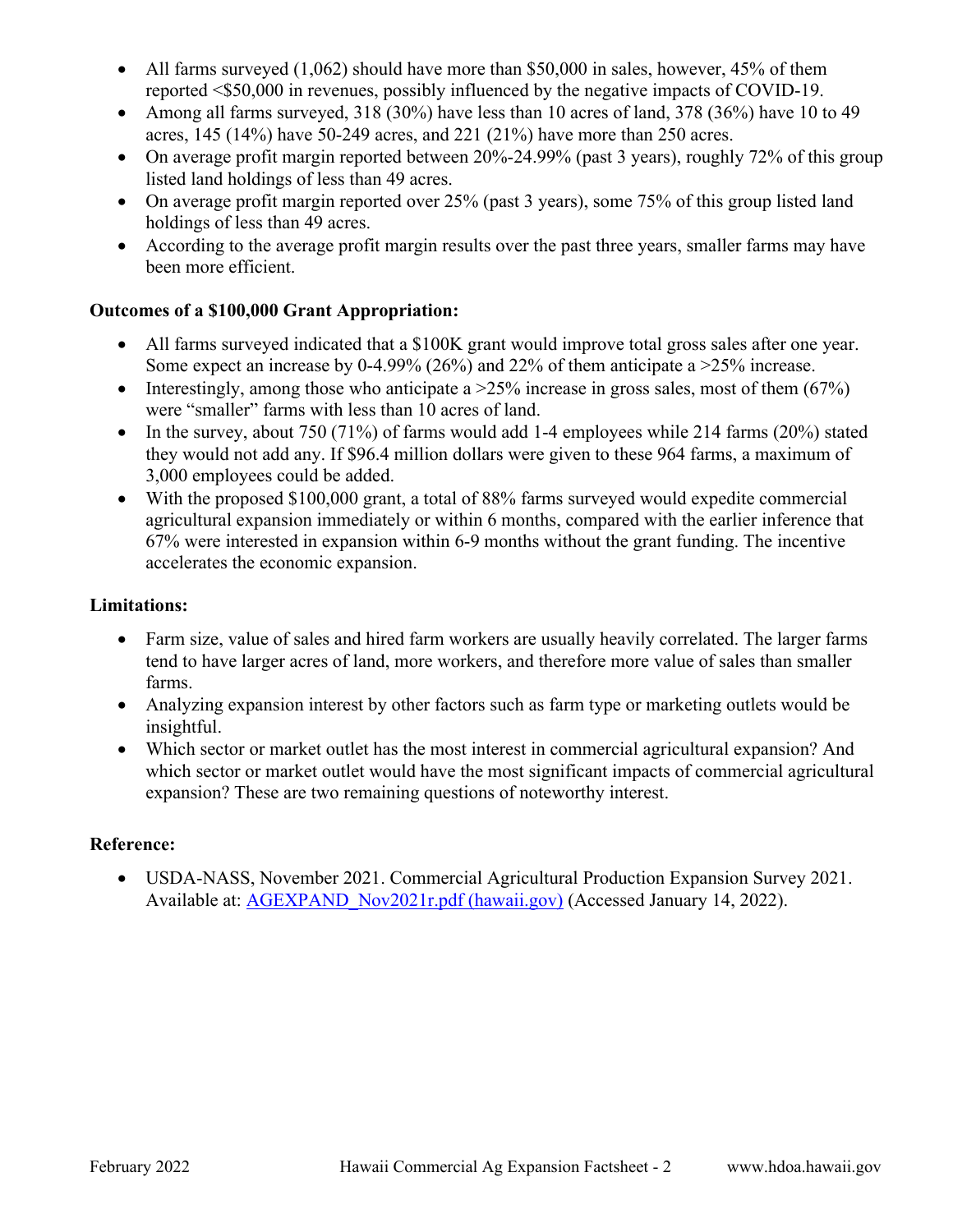- All farms surveyed (1,062) should have more than $50,000 in sales, however, 45% of them reported <$50,000 in revenues, possibly influenced by the negative impacts of COVID-19.
- Among all farms surveyed, 318 (30%) have less than 10 acres of land, 378 (36%) have 10 to 49 acres, 145 (14%) have 50-249 acres, and 221 (21%) have more than 250 acres.
- On average profit margin reported between 20%-24.99% (past 3 years), roughly 72% of this group listed land holdings of less than 49 acres.
- On average profit margin reported over 25% (past 3 years), some 75% of this group listed land holdings of less than 49 acres.
- According to the average profit margin results over the past three years, smaller farms may have been more efficient.

**Outcomes of a $100,000 Grant Appropriation:**

- All farms surveyed indicated that a $100K grant would improve total gross sales after one year. Some expect an increase by 0-4.99% (26%) and 22% of them anticipate a >25% increase.
- Interestingly, among those who anticipate a >25% increase in gross sales, most of them (67%) were "smaller" farms with less than 10 acres of land.
- In the survey, about 750 (71%) of farms would add 1-4 employees while 214 farms (20%) stated they would not add any. If $96.4 million dollars were given to these 964 farms, a maximum of 3,000 employees could be added.
- With the proposed $100,000 grant, a total of 88% farms surveyed would expedite commercial agricultural expansion immediately or within 6 months, compared with the earlier inference that 67% were interested in expansion within 6-9 months without the grant funding. The incentive accelerates the economic expansion.

**Limitations:**

- Farm size, value of sales and hired farm workers are usually heavily correlated. The larger farms tend to have larger acres of land, more workers, and therefore more value of sales than smaller farms.
- Analyzing expansion interest by other factors such as farm type or marketing outlets would be insightful.
- Which sector or market outlet has the most interest in commercial agricultural expansion? And which sector or market outlet would have the most significant impacts of commercial agricultural expansion? These are two remaining questions of noteworthy interest.

**Reference:**

- USDA-NASS, November 2021. Commercial Agricultural Production Expansion Survey 2021. Available at: [AGEXPAND_Nov2021r.pdf (hawaii.gov)](AGEXPAND_Nov2021r.pdf) (Accessed January 14, 2022).